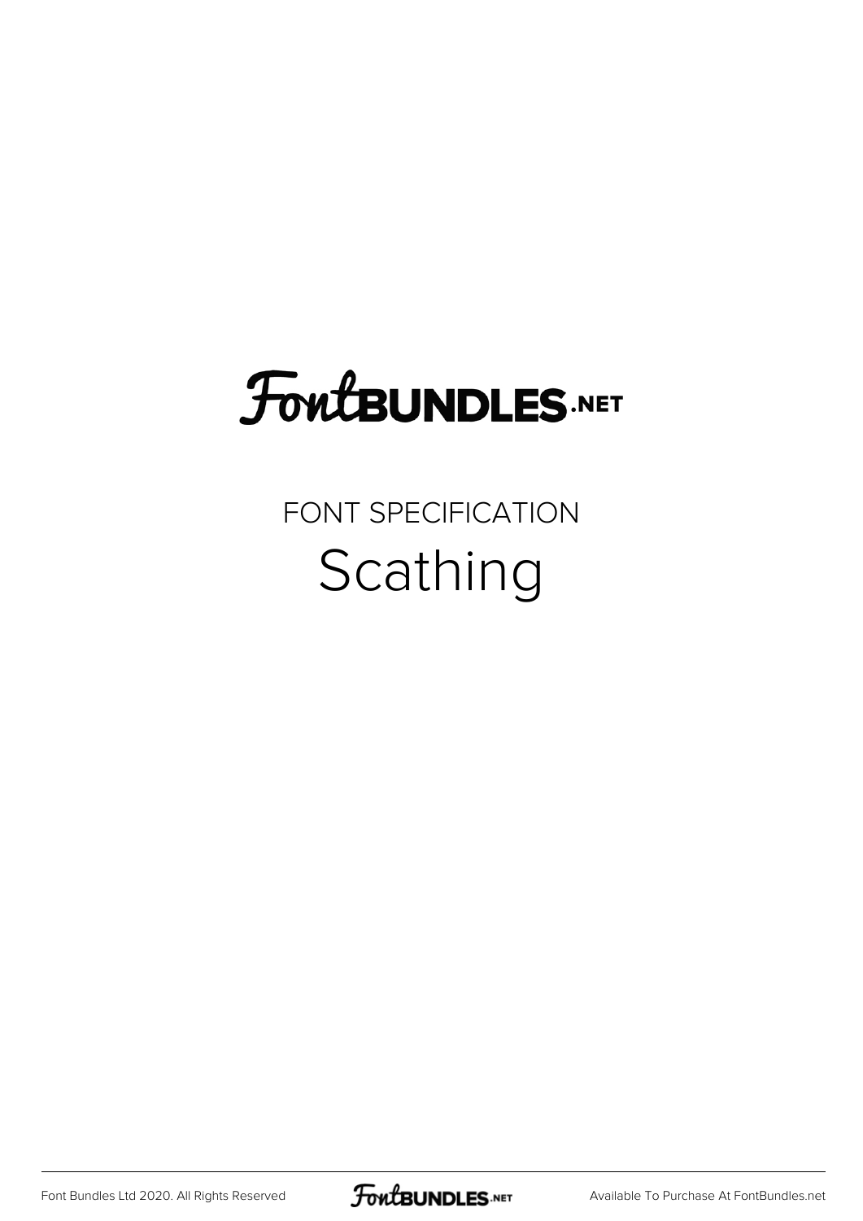FontBUNDLES.NET

FONT SPECIFICATION

# Scathing

Font Bundles Ltd 2020. All Rights Reserved

Available To Purchase At FontBundles.net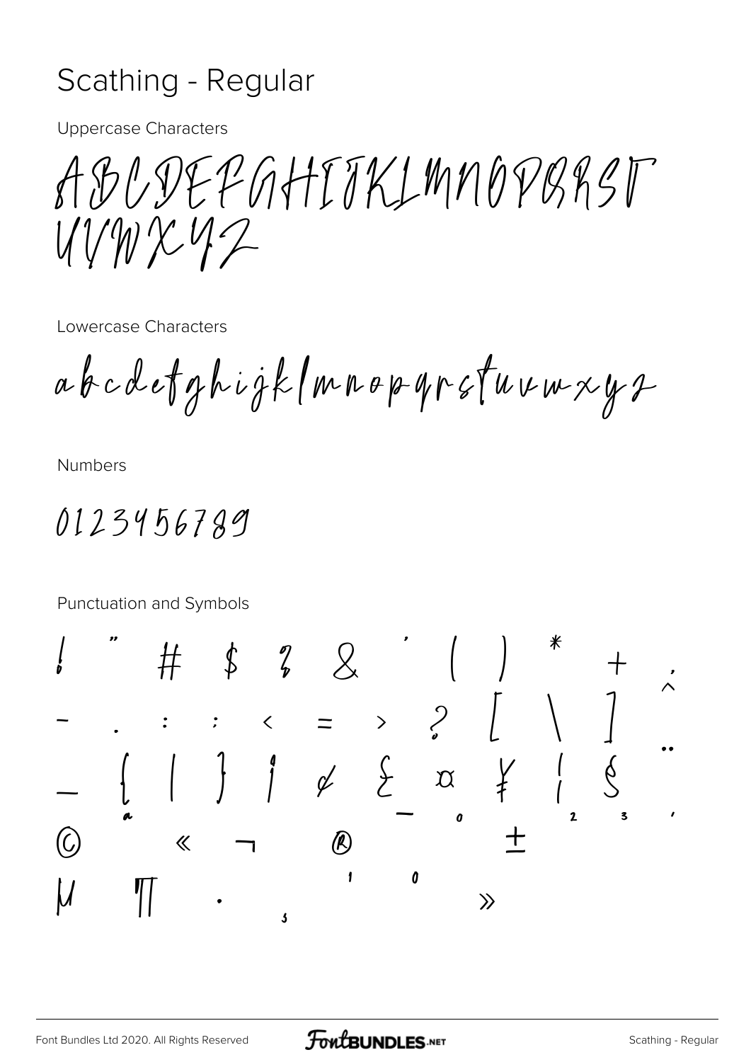# Scathing - Regular

Uppercase Characters

ABCDEFGHIJKLMNOPQRST
UVWXYZ

Lowercase Characters

abcdefghijklmnopqrstuvwxyz

Numbers

0123456789

Punctuation and Symbols

! " # $ % & ' ( ) * + ,
- . / : ; < = > ? [ \ ] ^
_ { | } ¡ ¢ £ ¤ ¥ ¦ § ¨
© ª « ¬ ® ¯ ° ± ² ³ ´
µ ¶ · ¸ ¹ º »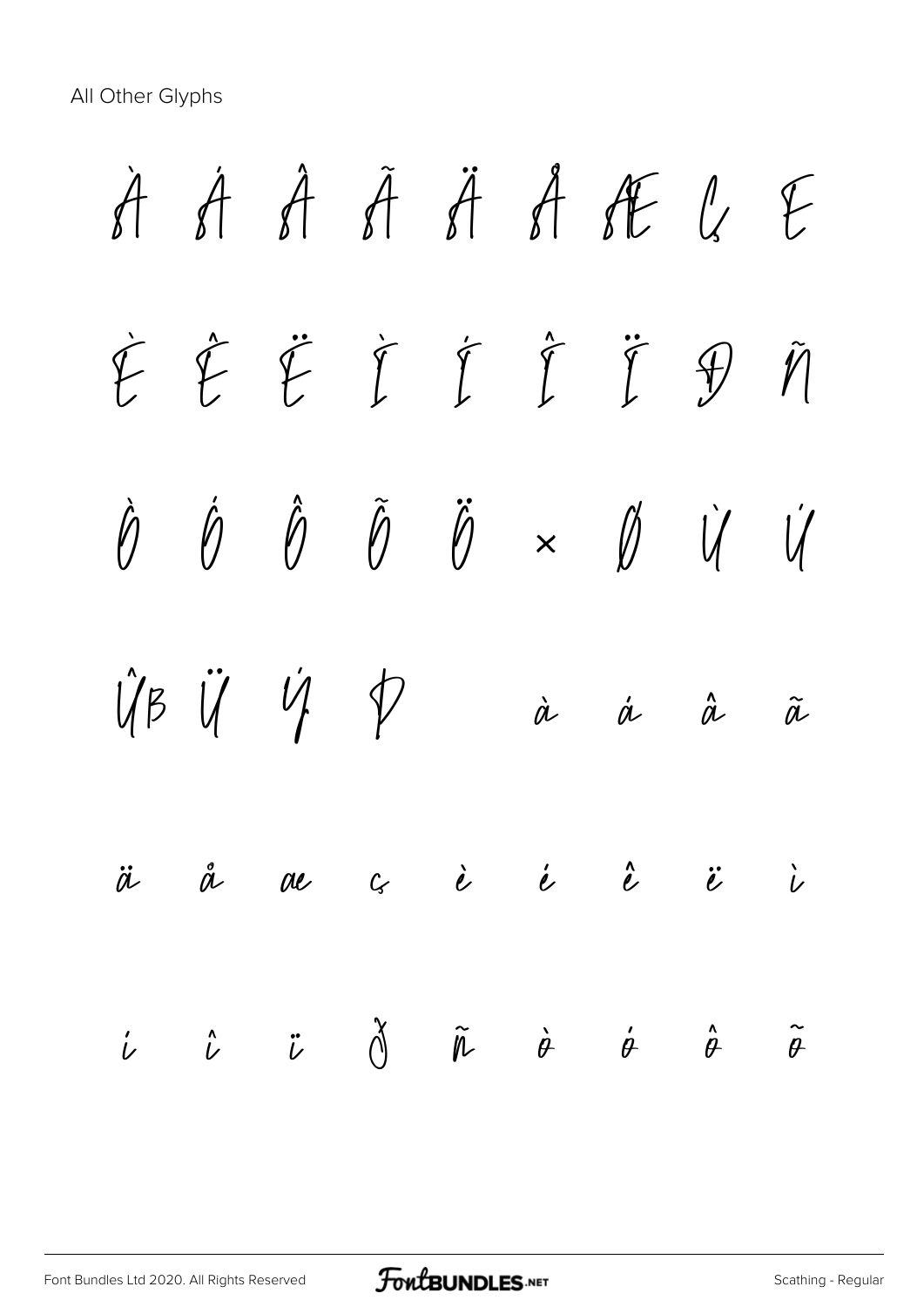All Other Glyphs

À Á Â Ã Ä Å Æ Ç È

É Ê Ë Ì Í Î Ï Ð Ñ

Ò Ó Ô Õ Ö × Ø Ù Ú

Û ß Ü Ý Þ à á â ã

ä å æ ç è é ê ë ì

í î ï ð ñ ò ó ô õ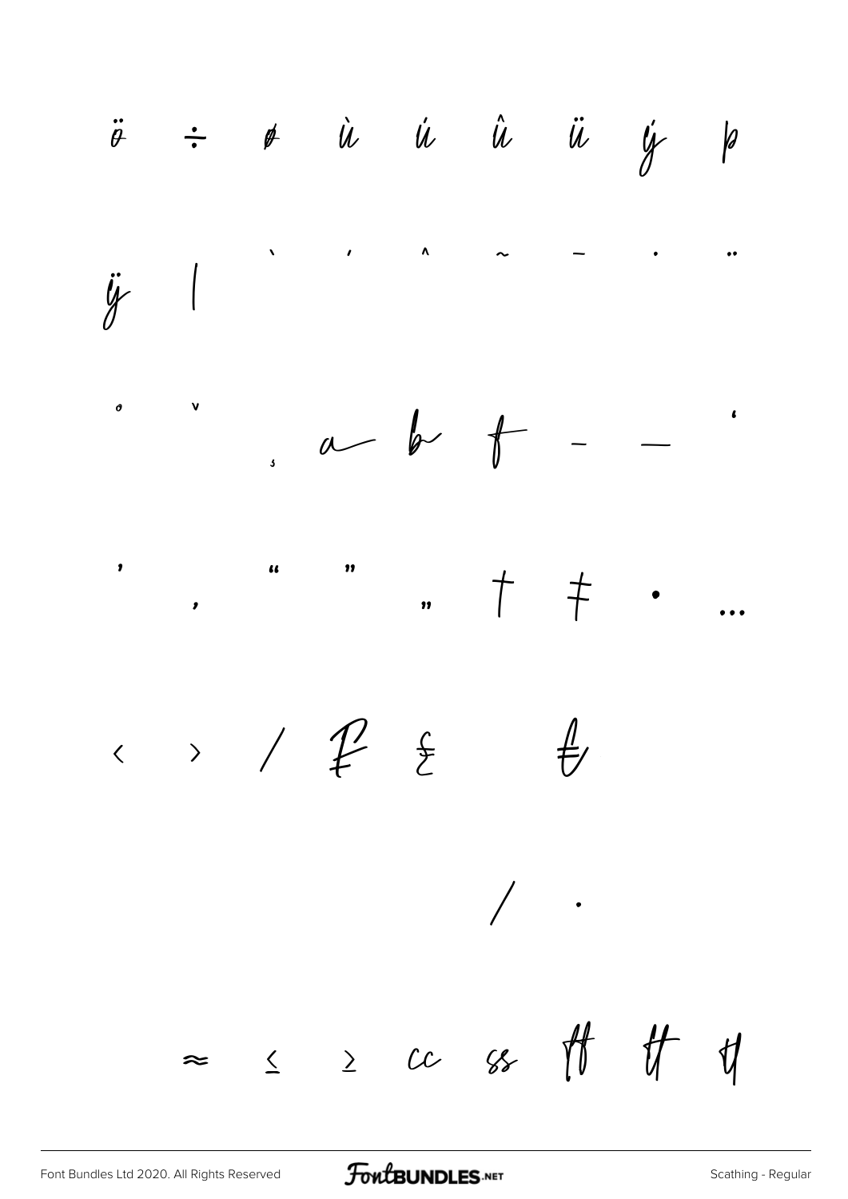ö ÷ ø ù ú û ü ý þ

ÿ | ` ´ ˆ ˜ ¯ ˙ ¨

˚ ˇ ¸ a b f – — '

' ‚ " " „ † ‡ • …

‹ › ⁄ ₣ ₤ ₺

∕ ∙

≈ ≤ ≥ cc ss ff tt tl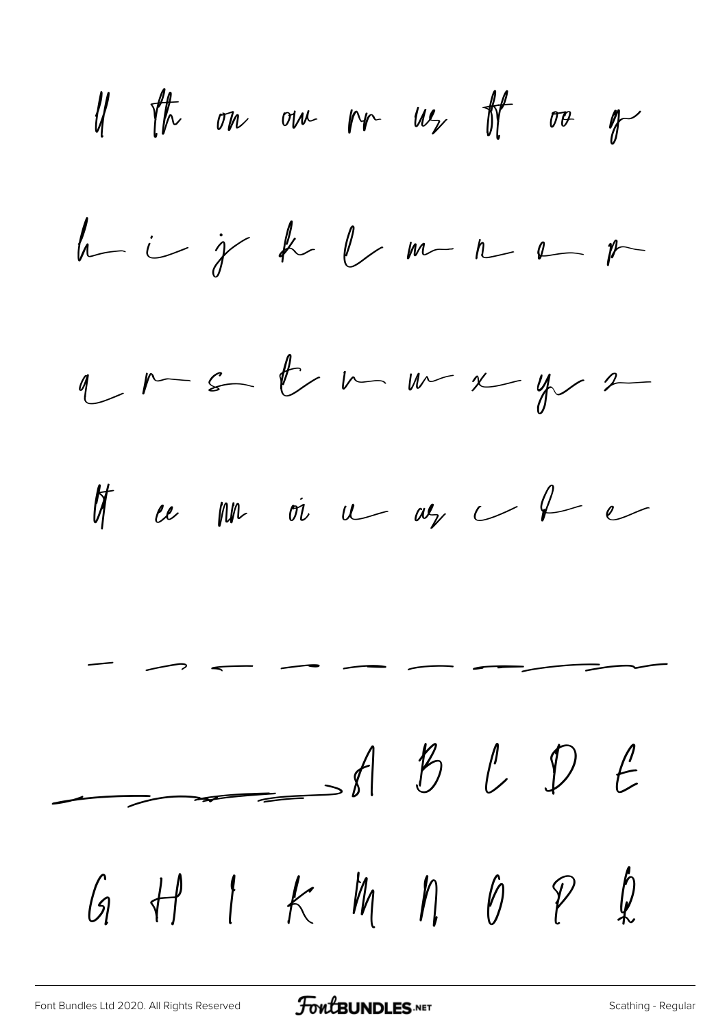ll th on ou rr us ft oo g

h i j k l m n o p

q r s t u w x y z

tt ee mn oi u as c f e

\- - - - - - - - -

\- - - - A B C D E

G H I K M N O P Q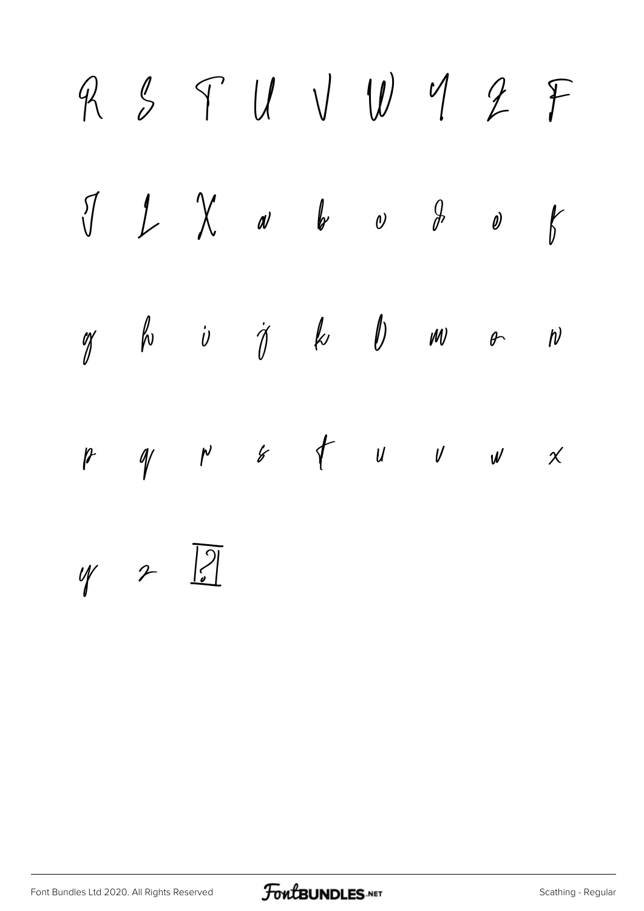R S T U V W Y Z F

J L X a b c d e f

g h i j k l m n o

p q r s t u v w x

y z �